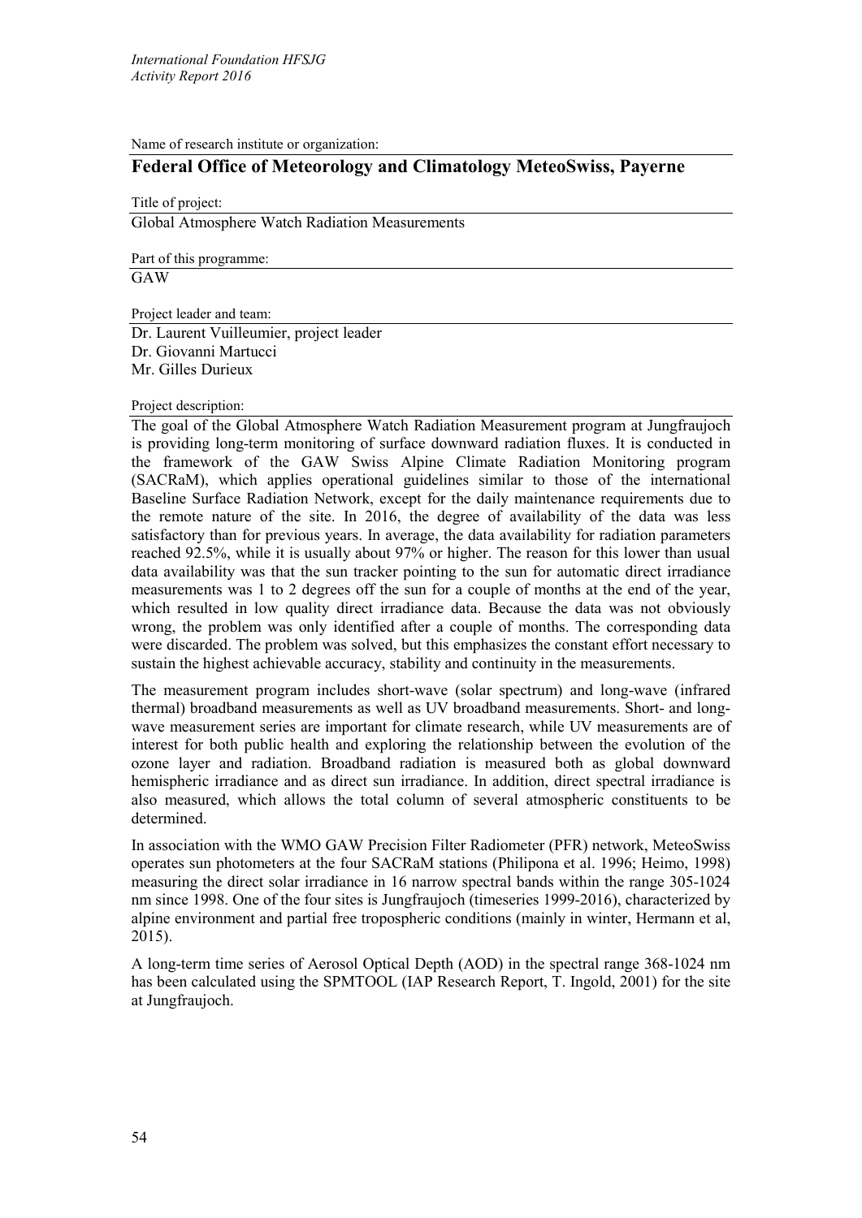Name of research institute or organization:

## Federal Office of Meteorology and Climatology MeteoSwiss, Payerne

Title of project:

Global Atmosphere Watch Radiation Measurements

Part of this programme:

GAW

Project leader and team:

Dr. Laurent Vuilleumier, project leader  
Dr. Giovanni Martucci  
Mr. Gilles Durieux

Project description:

The goal of the Global Atmosphere Watch Radiation Measurement program at Jungfraujoch is providing long-term monitoring of surface downward radiation fluxes. It is conducted in the framework of the GAW Swiss Alpine Climate Radiation Monitoring program (SACRaM), which applies operational guidelines similar to those of the international Baseline Surface Radiation Network, except for the daily maintenance requirements due to the remote nature of the site. In 2016, the degree of availability of the data was less satisfactory than for previous years. In average, the data availability for radiation parameters reached 92.5%, while it is usually about 97% or higher. The reason for this lower than usual data availability was that the sun tracker pointing to the sun for automatic direct irradiance measurements was 1 to 2 degrees off the sun for a couple of months at the end of the year, which resulted in low quality direct irradiance data. Because the data was not obviously wrong, the problem was only identified after a couple of months. The corresponding data were discarded. The problem was solved, but this emphasizes the constant effort necessary to sustain the highest achievable accuracy, stability and continuity in the measurements.

The measurement program includes short-wave (solar spectrum) and long-wave (infrared thermal) broadband measurements as well as UV broadband measurements. Short- and long-wave measurement series are important for climate research, while UV measurements are of interest for both public health and exploring the relationship between the evolution of the ozone layer and radiation. Broadband radiation is measured both as global downward hemispheric irradiance and as direct sun irradiance. In addition, direct spectral irradiance is also measured, which allows the total column of several atmospheric constituents to be determined.

In association with the WMO GAW Precision Filter Radiometer (PFR) network, MeteoSwiss operates sun photometers at the four SACRaM stations (Philipona et al. 1996; Heimo, 1998) measuring the direct solar irradiance in 16 narrow spectral bands within the range 305-1024 nm since 1998. One of the four sites is Jungfraujoch (timeseries 1999-2016), characterized by alpine environment and partial free tropospheric conditions (mainly in winter, Hermann et al, 2015).

A long-term time series of Aerosol Optical Depth (AOD) in the spectral range 368-1024 nm has been calculated using the SPMTOOL (IAP Research Report, T. Ingold, 2001) for the site at Jungfraujoch.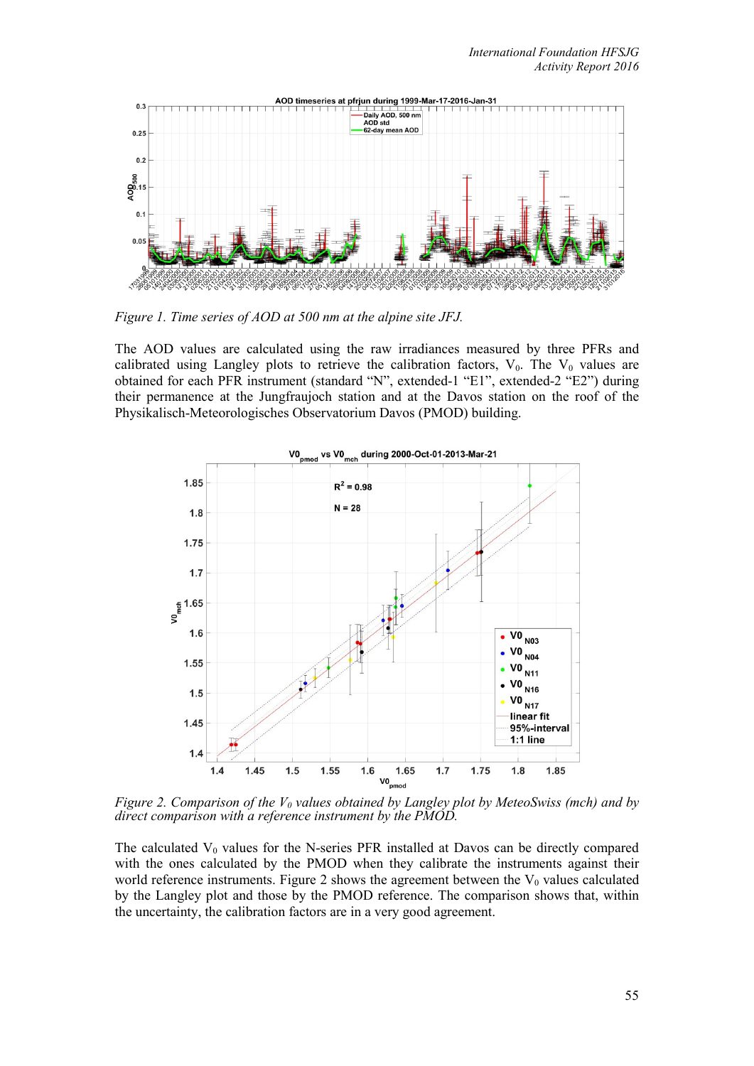*Figure 1. Time series of AOD at 500 nm at the alpine site JFJ.*

The AOD values are calculated using the raw irradiances measured by three PFRs and calibrated using Langley plots to retrieve the calibration factors, $V_0$. The $V_0$ values are obtained for each PFR instrument (standard "N", extended-1 "E1", extended-2 "E2") during their permanence at the Jungfraujoch station and at the Davos station on the roof of the Physikalisch-Meteorologisches Observatorium Davos (PMOD) building.

*Figure 2. Comparison of the $V_0$ values obtained by Langley plot by MeteoSwiss (mch) and by direct comparison with a reference instrument by the PMOD.*

The calculated $V_0$ values for the N-series PFR installed at Davos can be directly compared with the ones calculated by the PMOD when they calibrate the instruments against their world reference instruments. Figure 2 shows the agreement between the $V_0$ values calculated by the Langley plot and those by the PMOD reference. The comparison shows that, within the uncertainty, the calibration factors are in a very good agreement.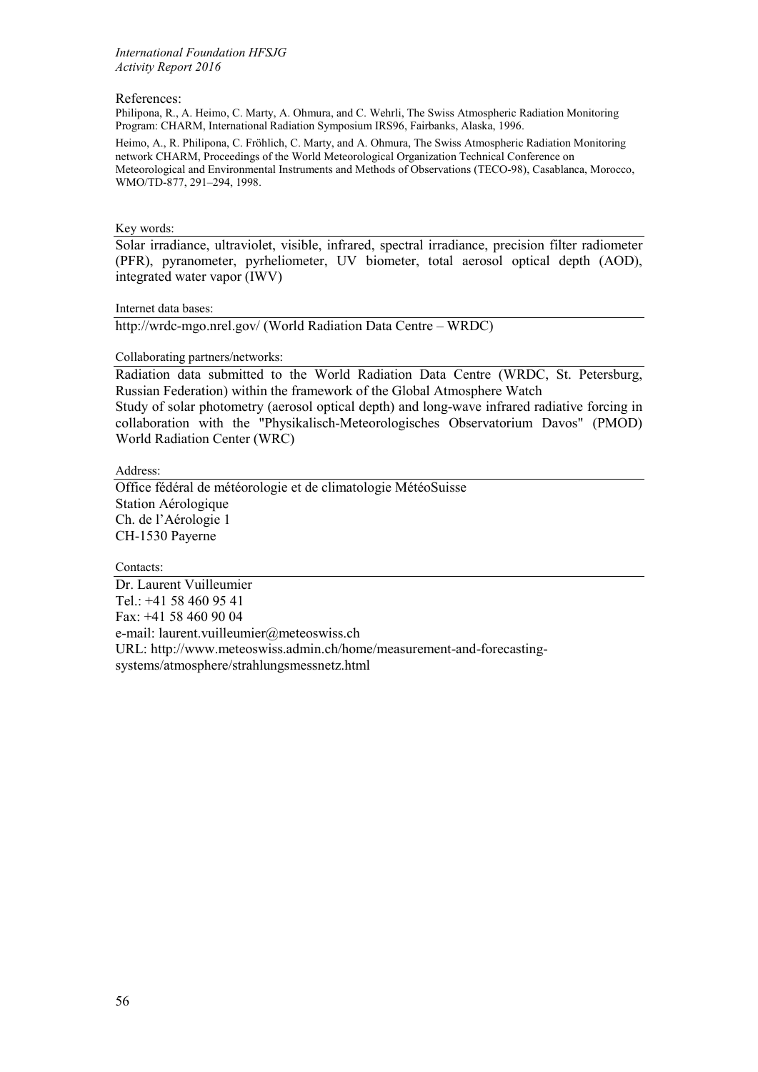References:

Philipona, R., A. Heimo, C. Marty, A. Ohmura, and C. Wehrli, The Swiss Atmospheric Radiation Monitoring Program: CHARM, International Radiation Symposium IRS96, Fairbanks, Alaska, 1996.

Heimo, A., R. Philipona, C. Fröhlich, C. Marty, and A. Ohmura, The Swiss Atmospheric Radiation Monitoring network CHARM, Proceedings of the World Meteorological Organization Technical Conference on Meteorological and Environmental Instruments and Methods of Observations (TECO-98), Casablanca, Morocco, WMO/TD-877, 291–294, 1998.

Key words:

Solar irradiance, ultraviolet, visible, infrared, spectral irradiance, precision filter radiometer (PFR), pyranometer, pyrheliometer, UV biometer, total aerosol optical depth (AOD), integrated water vapor (IWV)

Internet data bases:

http://wrdc-mgo.nrel.gov/ (World Radiation Data Centre – WRDC)

Collaborating partners/networks:

Radiation data submitted to the World Radiation Data Centre (WRDC, St. Petersburg, Russian Federation) within the framework of the Global Atmosphere Watch

Study of solar photometry (aerosol optical depth) and long-wave infrared radiative forcing in collaboration with the "Physikalisch-Meteorologisches Observatorium Davos" (PMOD) World Radiation Center (WRC)

Address:

Office fédéral de météorologie et de climatologie MétéoSuisse
Station Aérologique
Ch. de l'Aérologie 1
CH-1530 Payerne

Contacts:

Dr. Laurent Vuilleumier
Tel.: +41 58 460 95 41
Fax: +41 58 460 90 04
e-mail: laurent.vuilleumier@meteoswiss.ch
URL: http://www.meteoswiss.admin.ch/home/measurement-and-forecasting-systems/atmosphere/strahlungsmessnetz.html